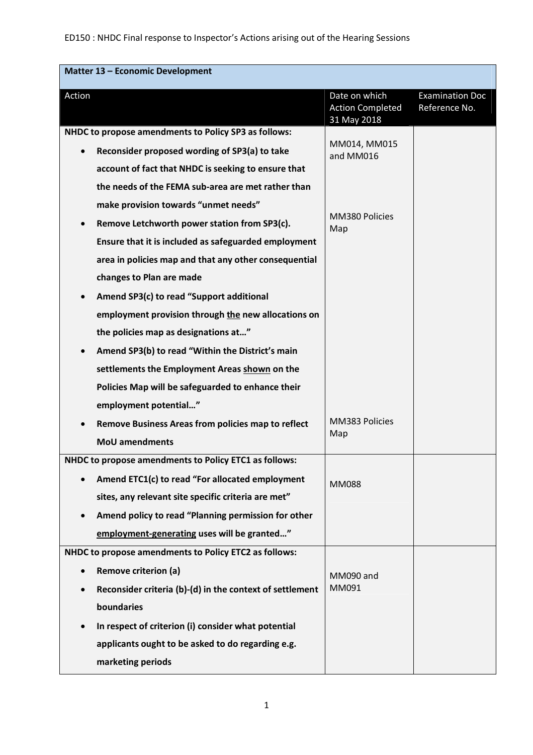ED150 : NHDC Final response to Inspector's Actions arising out of the Hearing Sessions

| Matter 13 – Economic Development | | |
|---|---|---|
| Action | Date on which Action Completed 31 May 2018 | Examination Doc Reference No. |
| **NHDC to propose amendments to Policy SP3 as follows:**<br>• **Reconsider proposed wording of SP3(a) to take account of fact that NHDC is seeking to ensure that the needs of the FEMA sub-area are met rather than make provision towards "unmet needs"**<br>• **Remove Letchworth power station from SP3(c). Ensure that it is included as safeguarded employment area in policies map and that any other consequential changes to Plan are made**<br>• **Amend SP3(c) to read "Support additional employment provision through <u>the</u> new allocations on the policies map as designations at…"**<br>• **Amend SP3(b) to read "Within the District's main settlements the Employment Areas <u>shown</u> on the Policies Map will be safeguarded to enhance their employment potential…"**<br>• **Remove Business Areas from policies map to reflect MoU amendments** | MM014, MM015 and MM016<br><br>MM380 Policies Map<br><br>MM383 Policies Map | |
| **NHDC to propose amendments to Policy ETC1 as follows:**<br>• **Amend ETC1(c) to read "For allocated employment sites, any relevant site specific criteria are met"**<br>• **Amend policy to read "Planning permission for other <u>employment-generating</u> uses will be granted…"** | MM088 | |
| **NHDC to propose amendments to Policy ETC2 as follows:**<br>• **Remove criterion (a)**<br>• **Reconsider criteria (b)-(d) in the context of settlement boundaries**<br>• **In respect of criterion (i) consider what potential applicants ought to be asked to do regarding e.g. marketing periods** | MM090 and MM091 | |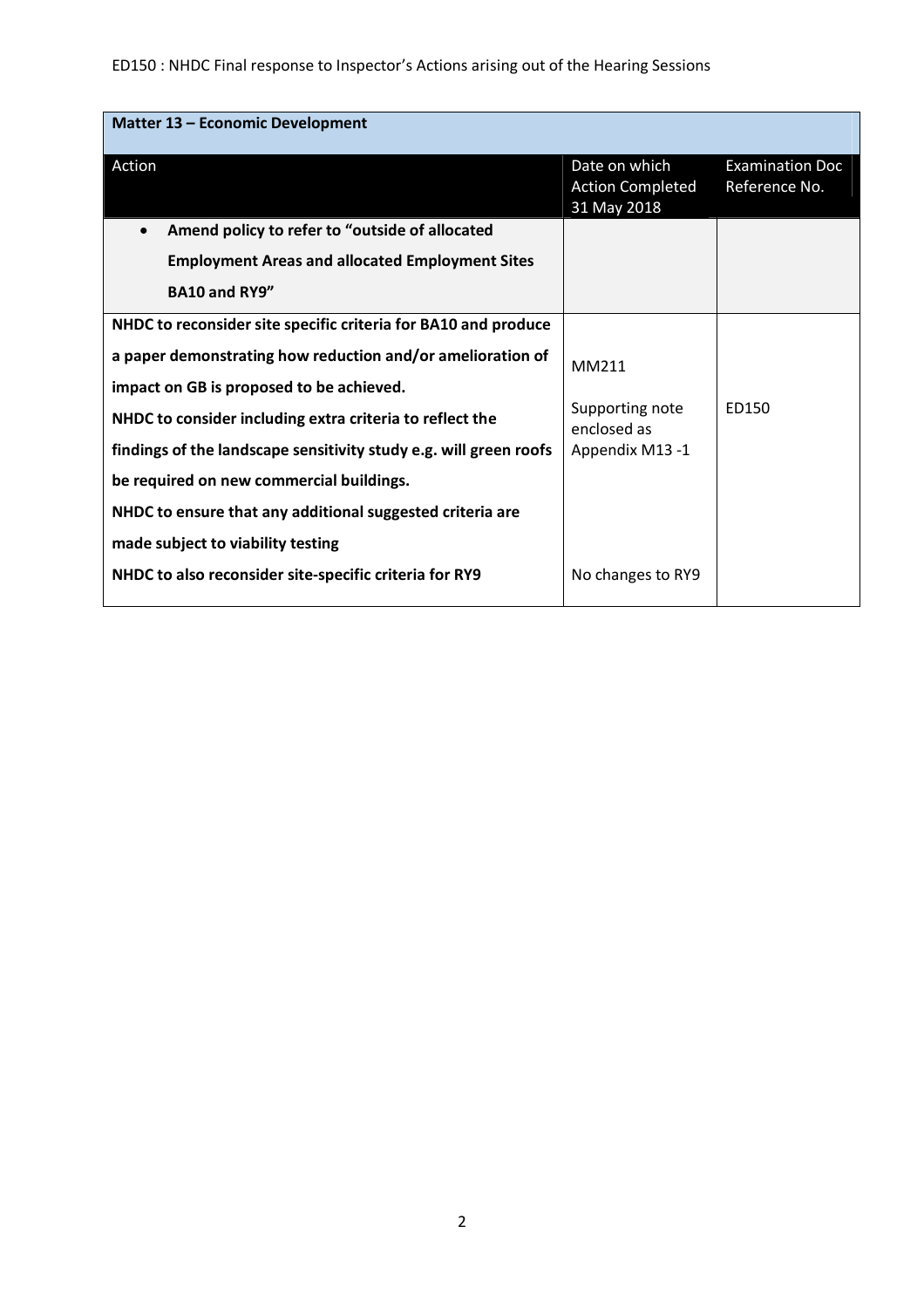| Matter 13 – Economic Development | | |
|---|---|---|
| Action | Date on which Action Completed 31 May 2018 | Examination Doc Reference No. |
| • **Amend policy to refer to "outside of allocated Employment Areas and allocated Employment Sites BA10 and RY9"** | | |
| **NHDC to reconsider site specific criteria for BA10 and produce a paper demonstrating how reduction and/or amelioration of impact on GB is proposed to be achieved.**<br>**NHDC to consider including extra criteria to reflect the findings of the landscape sensitivity study e.g. will green roofs be required on new commercial buildings.**<br>**NHDC to ensure that any additional suggested criteria are made subject to viability testing** | MM211<br><br>Supporting note enclosed as Appendix M13 -1 | ED150 |
| **NHDC to also reconsider site-specific criteria for RY9** | No changes to RY9 | |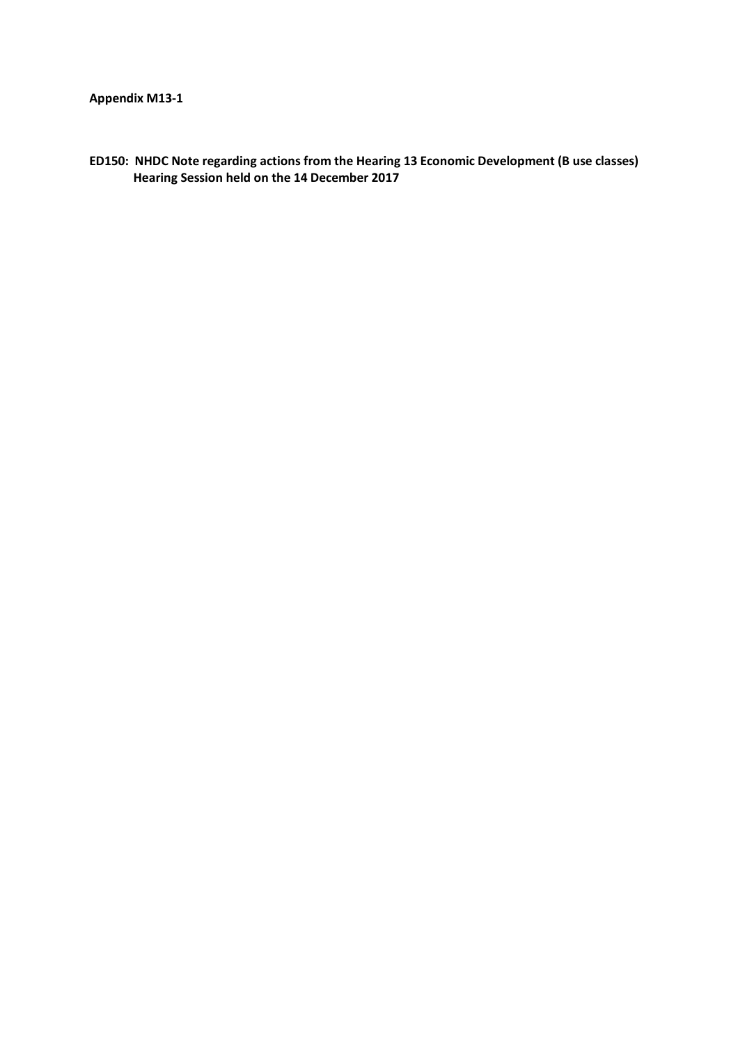**Appendix M13-1**

**ED150: NHDC Note regarding actions from the Hearing 13 Economic Development (B use classes) Hearing Session held on the 14 December 2017**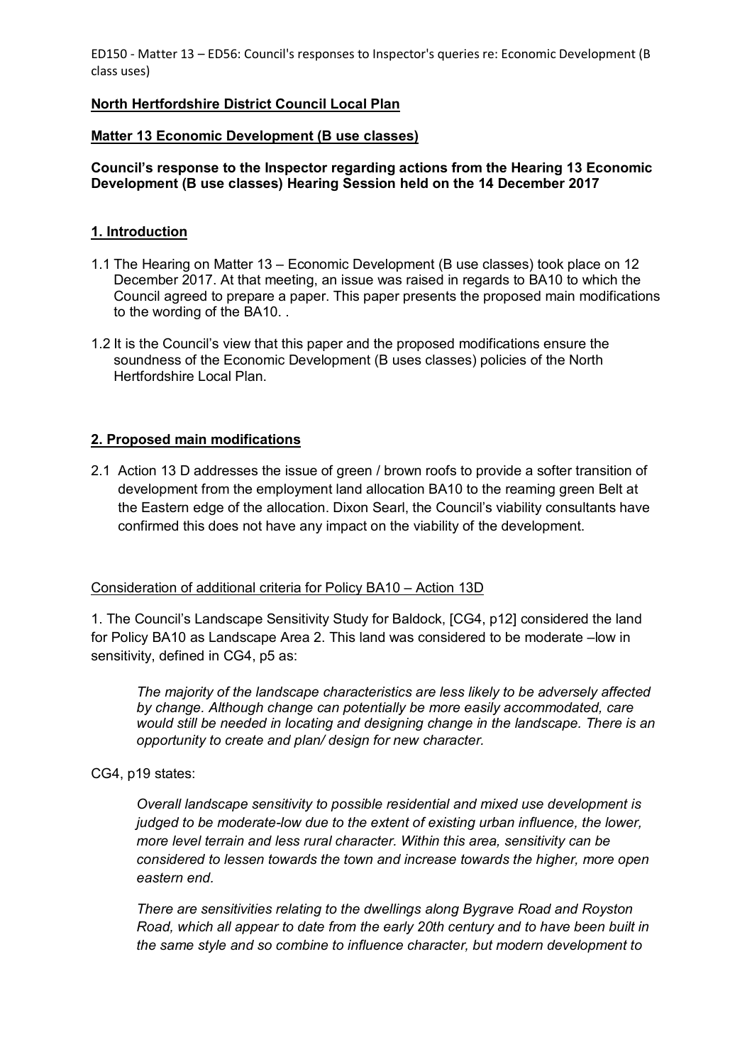ED150 - Matter 13 – ED56: Council's responses to Inspector's queries re: Economic Development (B class uses)

**North Hertfordshire District Council Local Plan**

**Matter 13 Economic Development (B use classes)**

**Council's response to the Inspector regarding actions from the Hearing 13 Economic Development (B use classes) Hearing Session held on the 14 December 2017**

## 1. Introduction

1.1 The Hearing on Matter 13 – Economic Development (B use classes) took place on 12 December 2017. At that meeting, an issue was raised in regards to BA10 to which the Council agreed to prepare a paper. This paper presents the proposed main modifications to the wording of the BA10. .

1.2 It is the Council's view that this paper and the proposed modifications ensure the soundness of the Economic Development (B uses classes) policies of the North Hertfordshire Local Plan.

## 2. Proposed main modifications

2.1 Action 13 D addresses the issue of green / brown roofs to provide a softer transition of development from the employment land allocation BA10 to the reaming green Belt at the Eastern edge of the allocation. Dixon Searl, the Council's viability consultants have confirmed this does not have any impact on the viability of the development.

Consideration of additional criteria for Policy BA10 – Action 13D

1. The Council's Landscape Sensitivity Study for Baldock, [CG4, p12] considered the land for Policy BA10 as Landscape Area 2. This land was considered to be moderate –low in sensitivity, defined in CG4, p5 as:

> *The majority of the landscape characteristics are less likely to be adversely affected by change. Although change can potentially be more easily accommodated, care would still be needed in locating and designing change in the landscape. There is an opportunity to create and plan/ design for new character.*

CG4, p19 states:

> *Overall landscape sensitivity to possible residential and mixed use development is judged to be moderate-low due to the extent of existing urban influence, the lower, more level terrain and less rural character. Within this area, sensitivity can be considered to lessen towards the town and increase towards the higher, more open eastern end.*
>
> *There are sensitivities relating to the dwellings along Bygrave Road and Royston Road, which all appear to date from the early 20th century and to have been built in the same style and so combine to influence character, but modern development to*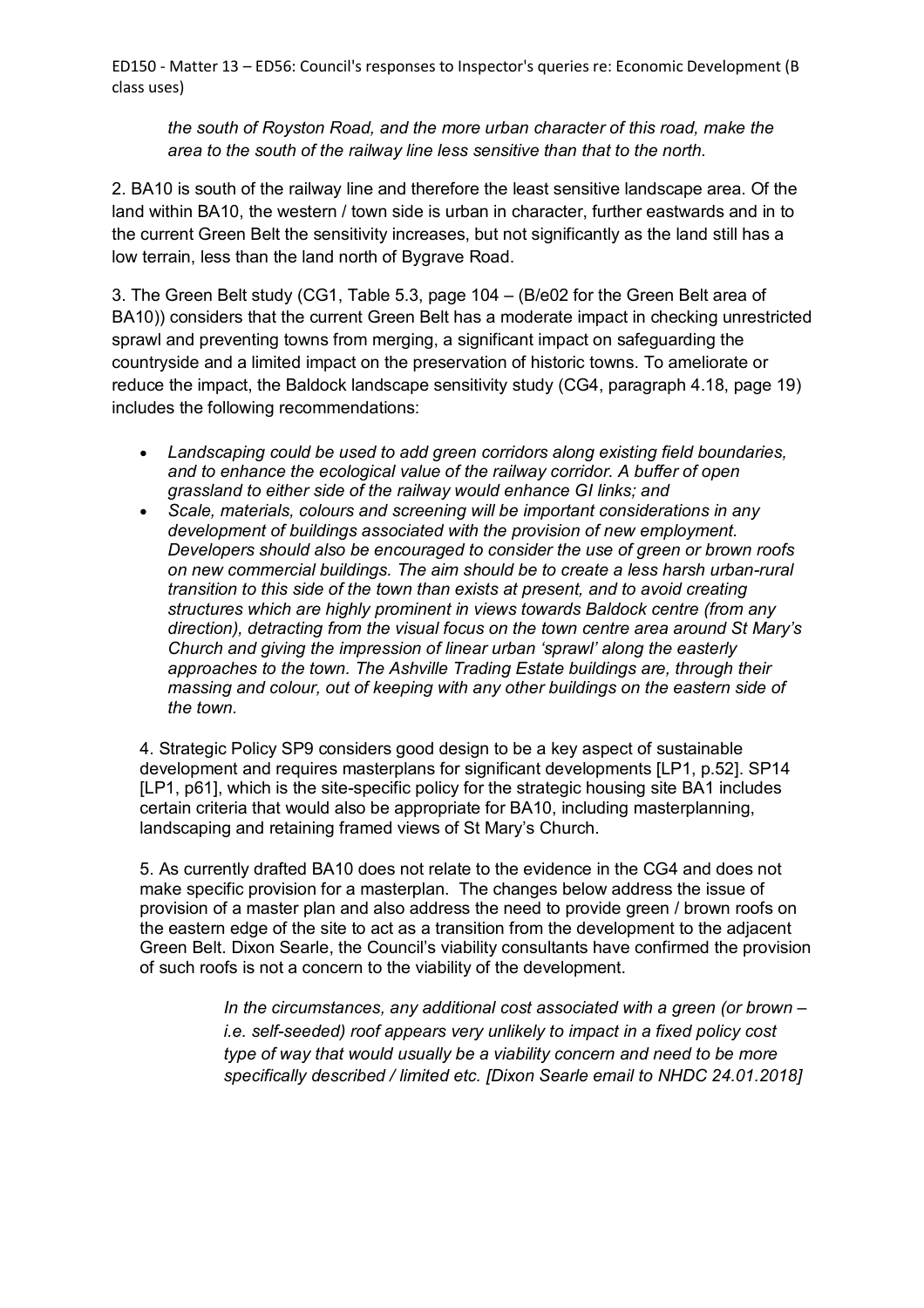*the south of Royston Road, and the more urban character of this road, make the area to the south of the railway line less sensitive than that to the north.*

2. BA10 is south of the railway line and therefore the least sensitive landscape area. Of the land within BA10, the western / town side is urban in character, further eastwards and in to the current Green Belt the sensitivity increases, but not significantly as the land still has a low terrain, less than the land north of Bygrave Road.

3. The Green Belt study (CG1, Table 5.3, page 104 – (B/e02 for the Green Belt area of BA10)) considers that the current Green Belt has a moderate impact in checking unrestricted sprawl and preventing towns from merging, a significant impact on safeguarding the countryside and a limited impact on the preservation of historic towns. To ameliorate or reduce the impact, the Baldock landscape sensitivity study (CG4, paragraph 4.18, page 19) includes the following recommendations:

- *Landscaping could be used to add green corridors along existing field boundaries, and to enhance the ecological value of the railway corridor. A buffer of open grassland to either side of the railway would enhance GI links; and*
- *Scale, materials, colours and screening will be important considerations in any development of buildings associated with the provision of new employment. Developers should also be encouraged to consider the use of green or brown roofs on new commercial buildings. The aim should be to create a less harsh urban-rural transition to this side of the town than exists at present, and to avoid creating structures which are highly prominent in views towards Baldock centre (from any direction), detracting from the visual focus on the town centre area around St Mary's Church and giving the impression of linear urban 'sprawl' along the easterly approaches to the town. The Ashville Trading Estate buildings are, through their massing and colour, out of keeping with any other buildings on the eastern side of the town.*

4. Strategic Policy SP9 considers good design to be a key aspect of sustainable development and requires masterplans for significant developments [LP1, p.52]. SP14 [LP1, p61], which is the site-specific policy for the strategic housing site BA1 includes certain criteria that would also be appropriate for BA10, including masterplanning, landscaping and retaining framed views of St Mary's Church.

5. As currently drafted BA10 does not relate to the evidence in the CG4 and does not make specific provision for a masterplan. The changes below address the issue of provision of a master plan and also address the need to provide green / brown roofs on the eastern edge of the site to act as a transition from the development to the adjacent Green Belt. Dixon Searle, the Council's viability consultants have confirmed the provision of such roofs is not a concern to the viability of the development.

> *In the circumstances, any additional cost associated with a green (or brown – i.e. self-seeded) roof appears very unlikely to impact in a fixed policy cost type of way that would usually be a viability concern and need to be more specifically described / limited etc. [Dixon Searle email to NHDC 24.01.2018]*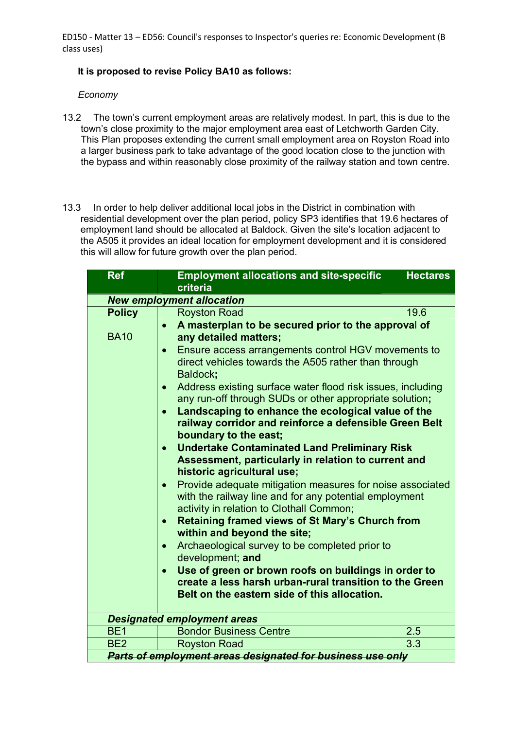ED150 - Matter 13 – ED56: Council's responses to Inspector's queries re: Economic Development (B class uses)

**It is proposed to revise Policy BA10 as follows:**

*Economy*

13.2 The town's current employment areas are relatively modest. In part, this is due to the town's close proximity to the major employment area east of Letchworth Garden City. This Plan proposes extending the current small employment area on Royston Road into a larger business park to take advantage of the good location close to the junction with the bypass and within reasonably close proximity of the railway station and town centre.

13.3 In order to help deliver additional local jobs in the District in combination with residential development over the plan period, policy SP3 identifies that 19.6 hectares of employment land should be allocated at Baldock. Given the site's location adjacent to the A505 it provides an ideal location for employment development and it is considered this will allow for future growth over the plan period.

| Ref | Employment allocations and site-specific criteria | Hectares |
|---|---|---|
| ***New employment allocation*** | | |
| **Policy** BA10 | Royston Road | 19.6 |
| | • **A masterplan to be secured prior to the approval of any detailed matters;**<br>• Ensure access arrangements control HGV movements to direct vehicles towards the A505 rather than through Baldock**;**<br>• Address existing surface water flood risk issues, including any run-off through SUDs or other appropriate solution**;**<br>• **Landscaping to enhance the ecological value of the railway corridor and reinforce a defensible Green Belt boundary to the east;**<br>• **Undertake Contaminated Land Preliminary Risk Assessment, particularly in relation to current and historic agricultural use;**<br>• Provide adequate mitigation measures for noise associated with the railway line and for any potential employment activity in relation to Clothall Common;<br>• **Retaining framed views of St Mary's Church from within and beyond the site;**<br>• Archaeological survey to be completed prior to development; **and**<br>• **Use of green or brown roofs on buildings in order to create a less harsh urban-rural transition to the Green Belt on the eastern side of this allocation.** | |
| ***Designated employment areas*** | | |
| BE1 | Bondor Business Centre | 2.5 |
| BE2 | Royston Road | 3.3 |
| ***~~Parts of employment areas designated for business use only~~*** | | |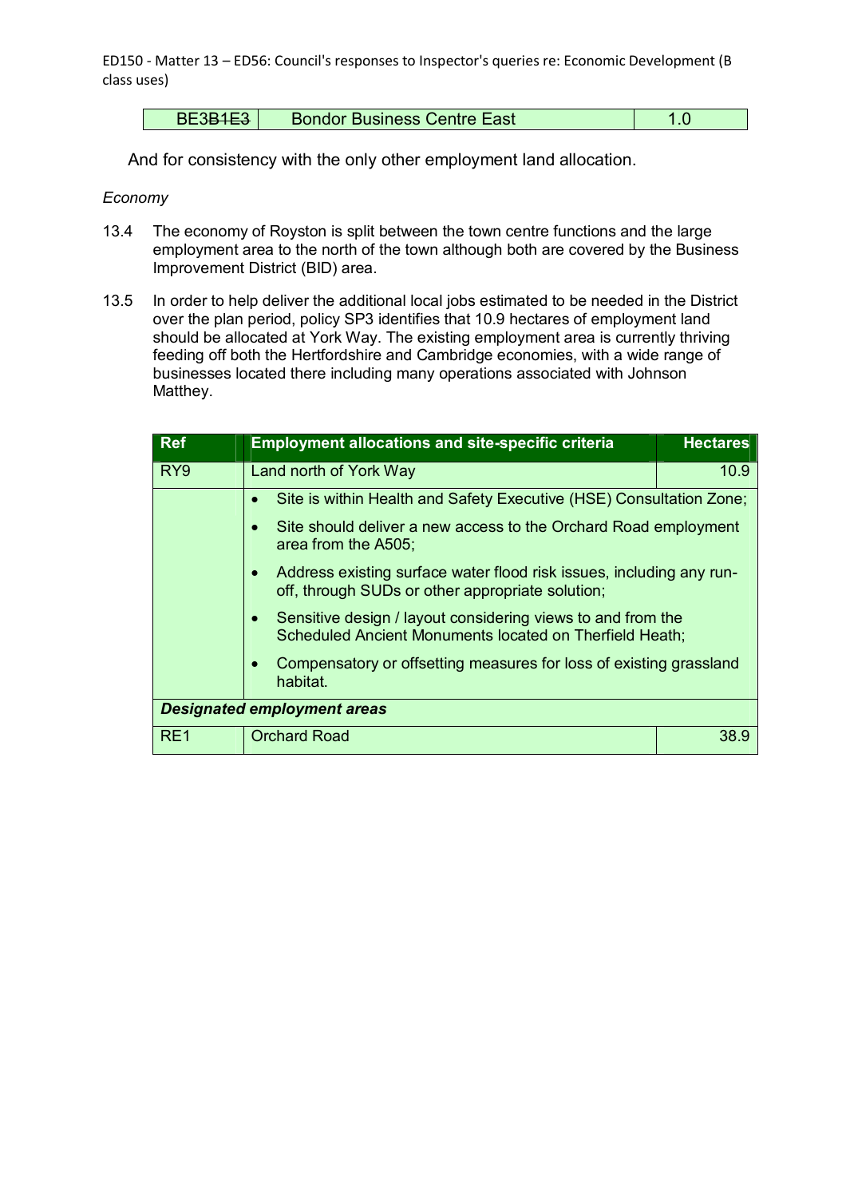| | | |
|---|---|---|
| BE3~~B1E3~~ | Bondor Business Centre East | 1.0 |

And for consistency with the only other employment land allocation.

*Economy*

13.4 The economy of Royston is split between the town centre functions and the large employment area to the north of the town although both are covered by the Business Improvement District (BID) area.

13.5 In order to help deliver the additional local jobs estimated to be needed in the District over the plan period, policy SP3 identifies that 10.9 hectares of employment land should be allocated at York Way. The existing employment area is currently thriving feeding off both the Hertfordshire and Cambridge economies, with a wide range of businesses located there including many operations associated with Johnson Matthey.

| Ref | Employment allocations and site-specific criteria | Hectares |
|---|---|---|
| RY9 | Land north of York Way | 10.9 |
| | • Site is within Health and Safety Executive (HSE) Consultation Zone;<br>• Site should deliver a new access to the Orchard Road employment area from the A505;<br>• Address existing surface water flood risk issues, including any run-off, through SUDs or other appropriate solution;<br>• Sensitive design / layout considering views to and from the Scheduled Ancient Monuments located on Therfield Heath;<br>• Compensatory or offsetting measures for loss of existing grassland habitat. | |
| ***Designated employment areas*** | | |
| RE1 | Orchard Road | 38.9 |